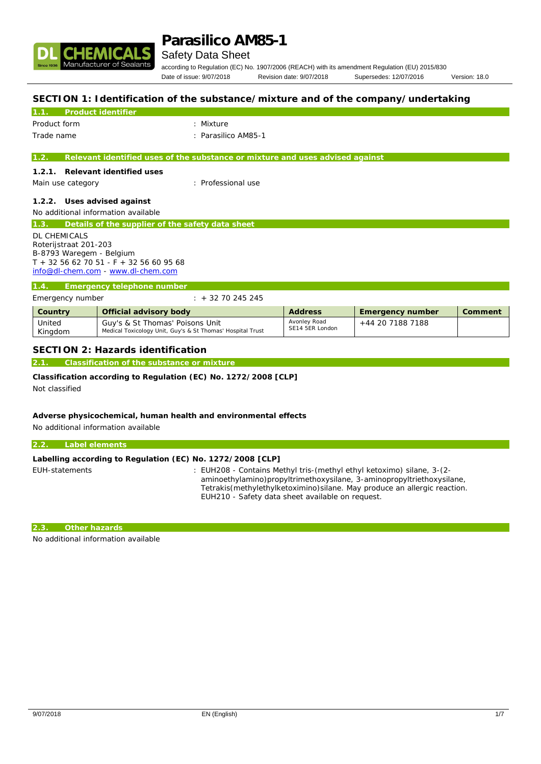# Parasilico AM85-1

Safety Data Sheet

according to Regulation (EC) No. 1907/2006 (REACH) with its amendment Regulation (EU) 2015/830

Date of issue: 9/07/2018 Revision date: 9/07/2018 Supersedes: 12/07/2016 Version: 18.0

## SECTION 1: Identification of the substance/mixture and of the company/undertaking

### 1.1. Product identifier

Product form : Mixture

Trade name : Parasilico AM85-1

### 1.2. Relevant identified uses of the substance or mixture and uses advised against

#### 1.2.1. Relevant identified uses

Main use category : Professional use

#### 1.2.2. Uses advised against

No additional information available

### 1.3. Details of the supplier of the safety data sheet

DL CHEMICALS
Roterijstraat 201-203
B-8793 Waregem - Belgium
T + 32 56 62 70 51 - F + 32 56 60 95 68
info@dl-chem.com - www.dl-chem.com

### 1.4. Emergency telephone number

Emergency number : + 32 70 245 245

| Country | Official advisory body | Address | Emergency number | Comment |
|---|---|---|---|---|
| United Kingdom | Guy's & St Thomas' Poisons Unit<br>Medical Toxicology Unit, Guy's & St Thomas' Hospital Trust | Avonley Road<br>SE14 5ER London | +44 20 7188 7188 | |

## SECTION 2: Hazards identification

### 2.1. Classification of the substance or mixture

**Classification according to Regulation (EC) No. 1272/2008 [CLP]**

Not classified

**Adverse physicochemical, human health and environmental effects**

No additional information available

### 2.2. Label elements

**Labelling according to Regulation (EC) No. 1272/2008 [CLP]**

EUH-statements : EUH208 - Contains Methyl tris-(methyl ethyl ketoximo) silane, 3-(2-aminoethylamino)propyltrimethoxysilane, 3-aminopropyltriethoxysilane, Tetrakis(methylethylketoximo)silane. May produce an allergic reaction.
EUH210 - Safety data sheet available on request.

### 2.3. Other hazards

No additional information available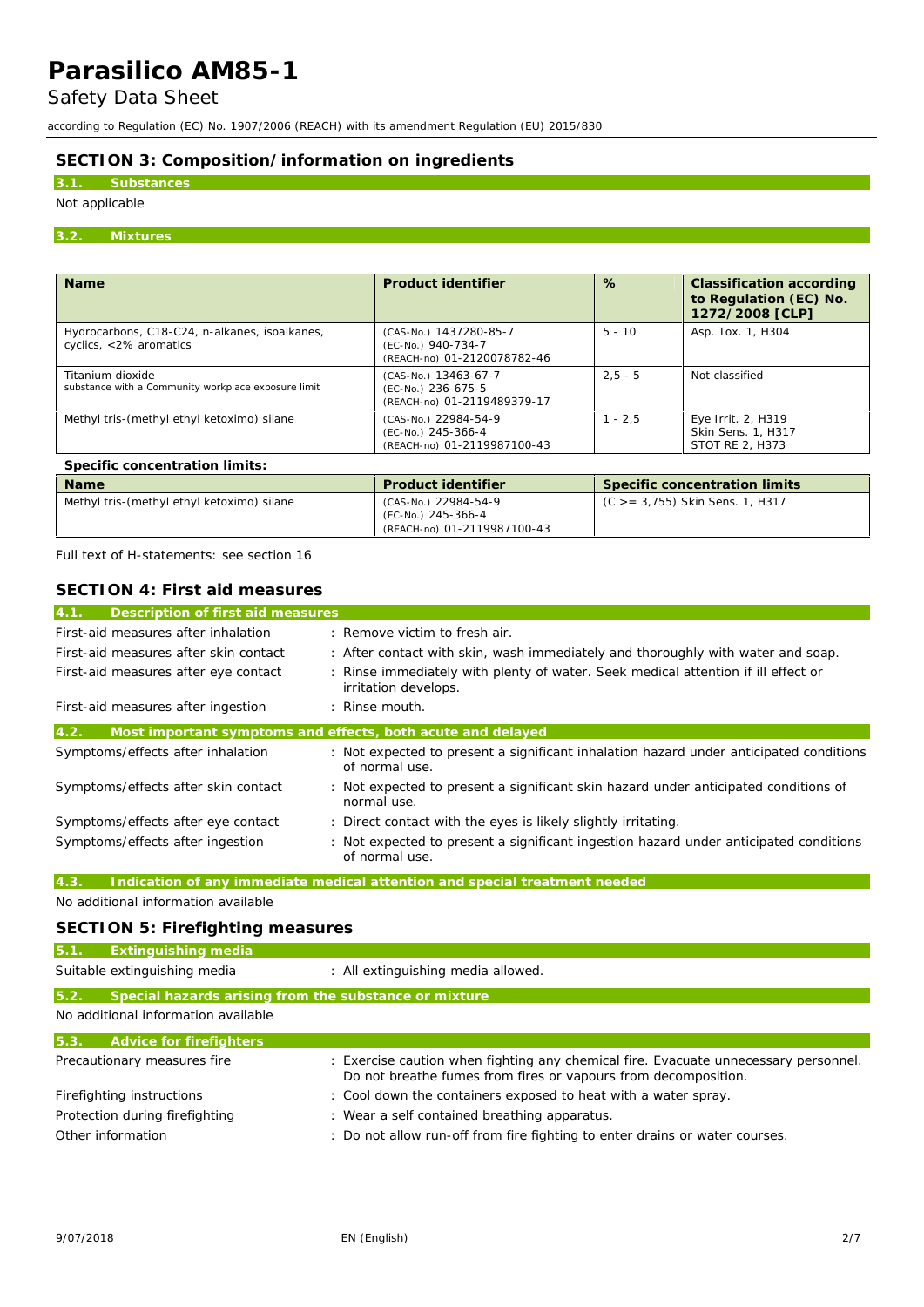## SECTION 3: Composition/information on ingredients

### 3.1. Substances

Not applicable

### 3.2. Mixtures

| Name | Product identifier | % | Classification according to Regulation (EC) No. 1272/2008 [CLP] |
|---|---|---|---|
| Hydrocarbons, C18-C24, n-alkanes, isoalkanes, cyclics, <2% aromatics | (CAS-No.) 1437280-85-7<br>(EC-No.) 940-734-7<br>(REACH-no) 01-2120078782-46 | 5 - 10 | Asp. Tox. 1, H304 |
| Titanium dioxide<br>substance with a Community workplace exposure limit | (CAS-No.) 13463-67-7<br>(EC-No.) 236-675-5<br>(REACH-no) 01-2119489379-17 | 2,5 - 5 | Not classified |
| Methyl tris-(methyl ethyl ketoximo) silane | (CAS-No.) 22984-54-9<br>(EC-No.) 245-366-4<br>(REACH-no) 01-2119987100-43 | 1 - 2,5 | Eye Irrit. 2, H319<br>Skin Sens. 1, H317<br>STOT RE 2, H373 |

**Specific concentration limits:**

| Name | Product identifier | Specific concentration limits |
|---|---|---|
| Methyl tris-(methyl ethyl ketoximo) silane | (CAS-No.) 22984-54-9<br>(EC-No.) 245-366-4<br>(REACH-no) 01-2119987100-43 | (C >= 3,755) Skin Sens. 1, H317 |

Full text of H-statements: see section 16

## SECTION 4: First aid measures

### 4.1. Description of first aid measures

First-aid measures after inhalation : Remove victim to fresh air.

First-aid measures after skin contact : After contact with skin, wash immediately and thoroughly with water and soap.

First-aid measures after eye contact : Rinse immediately with plenty of water. Seek medical attention if ill effect or irritation develops.

First-aid measures after ingestion : Rinse mouth.

### 4.2. Most important symptoms and effects, both acute and delayed

Symptoms/effects after inhalation : Not expected to present a significant inhalation hazard under anticipated conditions of normal use.

Symptoms/effects after skin contact : Not expected to present a significant skin hazard under anticipated conditions of normal use.

Symptoms/effects after eye contact : Direct contact with the eyes is likely slightly irritating.

Symptoms/effects after ingestion : Not expected to present a significant ingestion hazard under anticipated conditions of normal use.

### 4.3. Indication of any immediate medical attention and special treatment needed

No additional information available

## SECTION 5: Firefighting measures

### 5.1. Extinguishing media

Suitable extinguishing media : All extinguishing media allowed.

### 5.2. Special hazards arising from the substance or mixture

No additional information available

### 5.3. Advice for firefighters

Precautionary measures fire : Exercise caution when fighting any chemical fire. Evacuate unnecessary personnel. Do not breathe fumes from fires or vapours from decomposition.

Firefighting instructions : Cool down the containers exposed to heat with a water spray.

Protection during firefighting : Wear a self contained breathing apparatus.

Other information : Do not allow run-off from fire fighting to enter drains or water courses.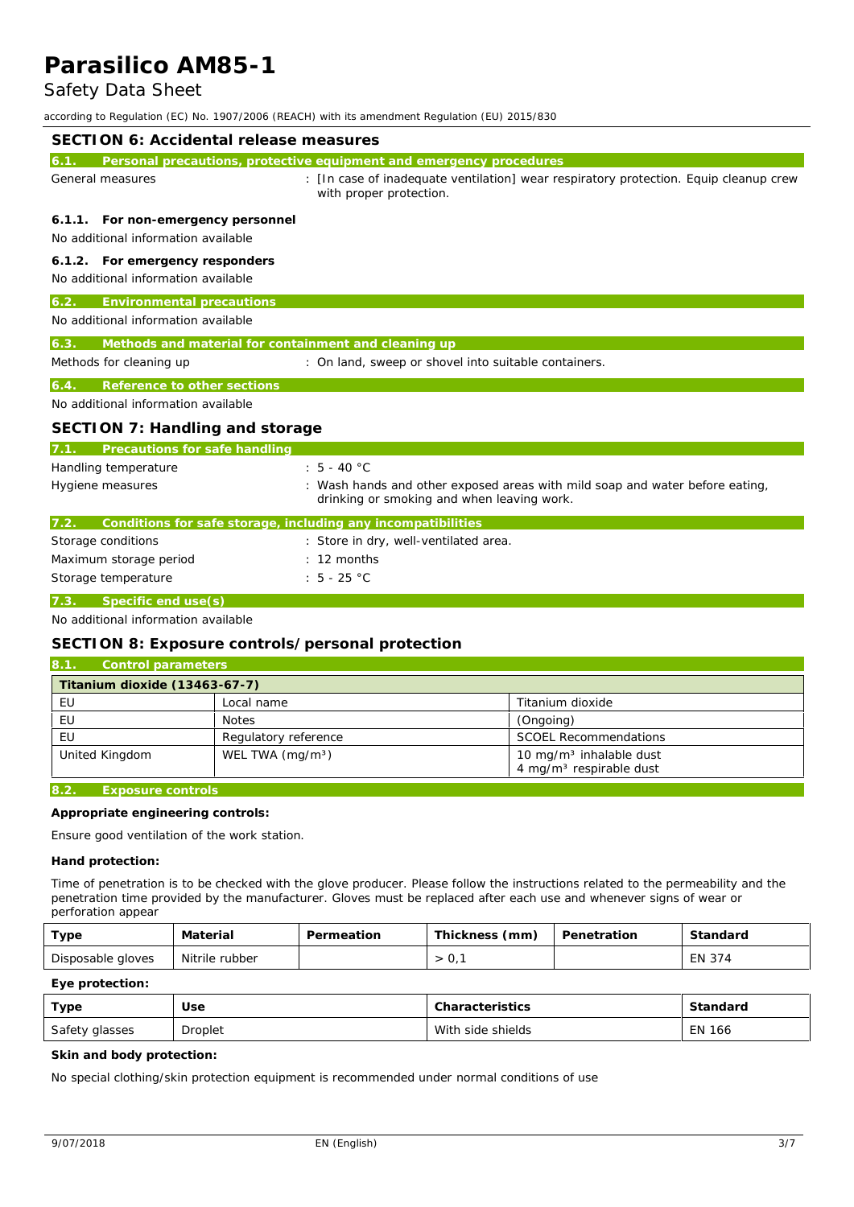## SECTION 6: Accidental release measures

### 6.1. Personal precautions, protective equipment and emergency procedures

General measures : [In case of inadequate ventilation] wear respiratory protection. Equip cleanup crew with proper protection.

#### 6.1.1. For non-emergency personnel

No additional information available

#### 6.1.2. For emergency responders

No additional information available

### 6.2. Environmental precautions

No additional information available

### 6.3. Methods and material for containment and cleaning up

Methods for cleaning up : On land, sweep or shovel into suitable containers.

### 6.4. Reference to other sections

No additional information available

## SECTION 7: Handling and storage

### 7.1. Precautions for safe handling

Handling temperature : 5 - 40 °C

Hygiene measures : Wash hands and other exposed areas with mild soap and water before eating, drinking or smoking and when leaving work.

### 7.2. Conditions for safe storage, including any incompatibilities

Storage conditions : Store in dry, well-ventilated area.

Maximum storage period : 12 months

Storage temperature : 5 - 25 °C

### 7.3. Specific end use(s)

No additional information available

## SECTION 8: Exposure controls/personal protection

### 8.1. Control parameters

| Titanium dioxide (13463-67-7) | | |
|---|---|---|
| EU | Local name | Titanium dioxide |
| EU | Notes | (Ongoing) |
| EU | Regulatory reference | SCOEL Recommendations |
| United Kingdom | WEL TWA (mg/m³) | 10 mg/m³ inhalable dust<br>4 mg/m³ respirable dust |

### 8.2. Exposure controls

**Appropriate engineering controls:**

Ensure good ventilation of the work station.

**Hand protection:**

Time of penetration is to be checked with the glove producer. Please follow the instructions related to the permeability and the penetration time provided by the manufacturer. Gloves must be replaced after each use and whenever signs of wear or perforation appear

| Type | Material | Permeation | Thickness (mm) | Penetration | Standard |
|---|---|---|---|---|---|
| Disposable gloves | Nitrile rubber | | > 0,1 | | EN 374 |

**Eye protection:**

| Type | Use | Characteristics | Standard |
|---|---|---|---|
| Safety glasses | Droplet | With side shields | EN 166 |

**Skin and body protection:**

No special clothing/skin protection equipment is recommended under normal conditions of use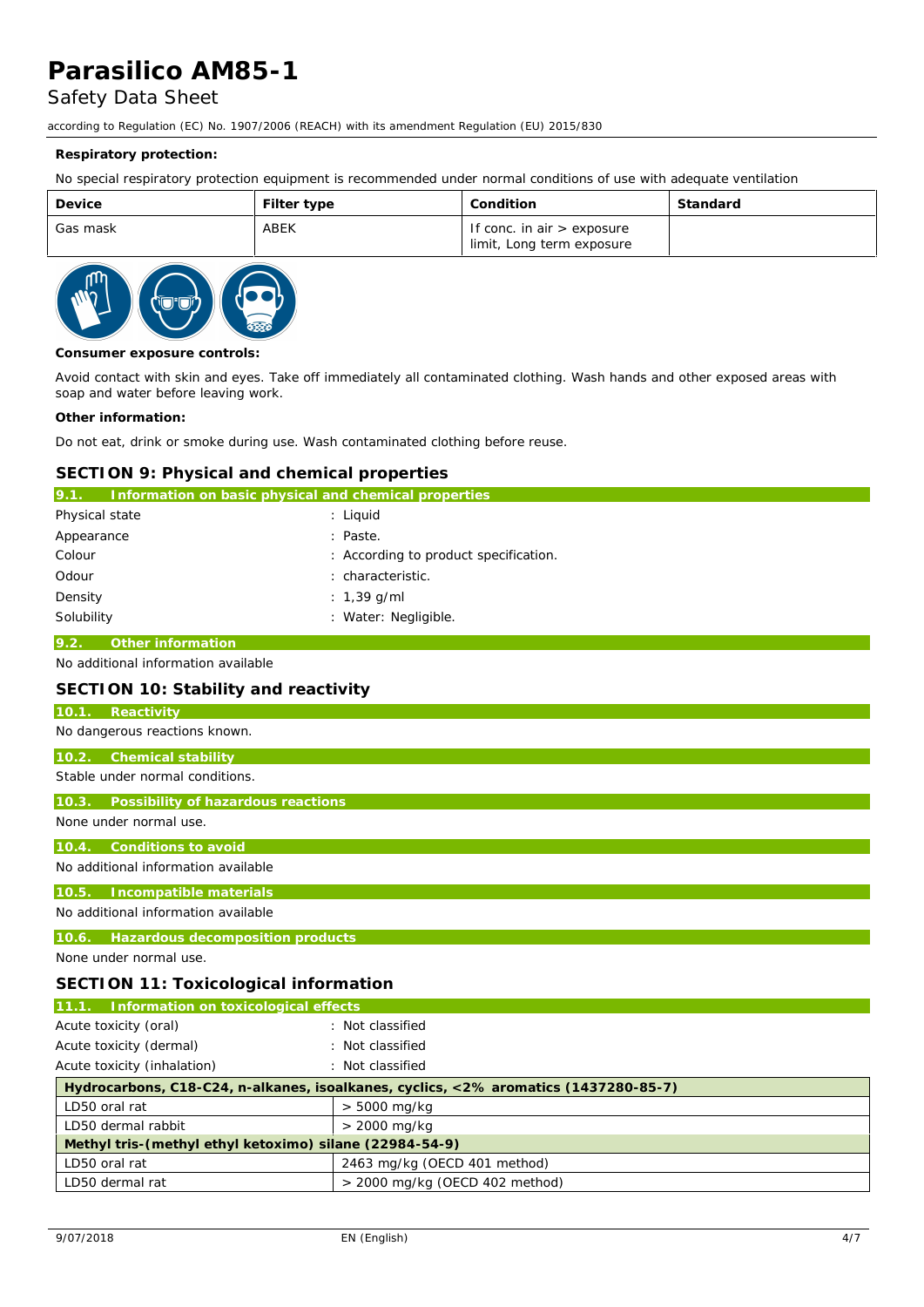**Respiratory protection:**

No special respiratory protection equipment is recommended under normal conditions of use with adequate ventilation

| Device | Filter type | Condition | Standard |
|---|---|---|---|
| Gas mask | ABEK | If conc. in air > exposure limit, Long term exposure | |

**Consumer exposure controls:**

Avoid contact with skin and eyes. Take off immediately all contaminated clothing. Wash hands and other exposed areas with soap and water before leaving work.

**Other information:**

Do not eat, drink or smoke during use. Wash contaminated clothing before reuse.

## SECTION 9: Physical and chemical properties

### 9.1. Information on basic physical and chemical properties

| | |
|---|---|
| Physical state | : Liquid |
| Appearance | : Paste. |
| Colour | : According to product specification. |
| Odour | : characteristic. |
| Density | : 1,39 g/ml |
| Solubility | : Water: Negligible. |

### 9.2. Other information

No additional information available

## SECTION 10: Stability and reactivity

### 10.1. Reactivity

No dangerous reactions known.

### 10.2. Chemical stability

Stable under normal conditions.

### 10.3. Possibility of hazardous reactions

None under normal use.

### 10.4. Conditions to avoid

No additional information available

### 10.5. Incompatible materials

No additional information available

### 10.6. Hazardous decomposition products

None under normal use.

## SECTION 11: Toxicological information

### 11.1. Information on toxicological effects

| | |
|---|---|
| Acute toxicity (oral) | : Not classified |
| Acute toxicity (dermal) | : Not classified |
| Acute toxicity (inhalation) | : Not classified |

| **Hydrocarbons, C18-C24, n-alkanes, isoalkanes, cyclics, <2% aromatics (1437280-85-7)** | |
|---|---|
| LD50 oral rat | > 5000 mg/kg |
| LD50 dermal rabbit | > 2000 mg/kg |
| **Methyl tris-(methyl ethyl ketoximo) silane (22984-54-9)** | |
| LD50 oral rat | 2463 mg/kg (OECD 401 method) |
| LD50 dermal rat | > 2000 mg/kg (OECD 402 method) |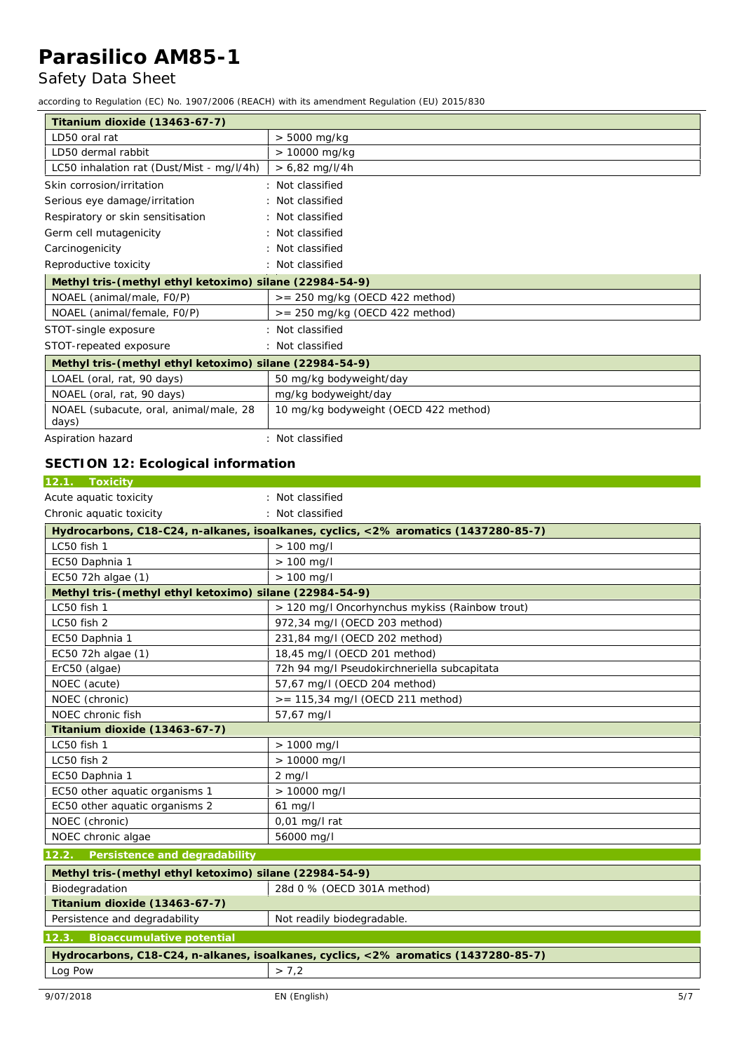| Titanium dioxide (13463-67-7) | |
|---|---|
| LD50 oral rat | > 5000 mg/kg |
| LD50 dermal rabbit | > 10000 mg/kg |
| LC50 inhalation rat (Dust/Mist - mg/l/4h) | > 6,82 mg/l/4h |

Skin corrosion/irritation : Not classified

Serious eye damage/irritation : Not classified

Respiratory or skin sensitisation : Not classified

Germ cell mutagenicity : Not classified

Carcinogenicity : Not classified

Reproductive toxicity : Not classified

| Methyl tris-(methyl ethyl ketoximo) silane (22984-54-9) | |
|---|---|
| NOAEL (animal/male, F0/P) | >= 250 mg/kg (OECD 422 method) |
| NOAEL (animal/female, F0/P) | >= 250 mg/kg (OECD 422 method) |

STOT-single exposure : Not classified

STOT-repeated exposure : Not classified

| Methyl tris-(methyl ethyl ketoximo) silane (22984-54-9) | |
|---|---|
| LOAEL (oral, rat, 90 days) | 50 mg/kg bodyweight/day |
| NOAEL (oral, rat, 90 days) | mg/kg bodyweight/day |
| NOAEL (subacute, oral, animal/male, 28 days) | 10 mg/kg bodyweight (OECD 422 method) |

Aspiration hazard : Not classified

## SECTION 12: Ecological information

### 12.1. Toxicity

Acute aquatic toxicity : Not classified

Chronic aquatic toxicity : Not classified

| Hydrocarbons, C18-C24, n-alkanes, isoalkanes, cyclics, <2% aromatics (1437280-85-7) | |
|---|---|
| LC50 fish 1 | > 100 mg/l |
| EC50 Daphnia 1 | > 100 mg/l |
| EC50 72h algae (1) | > 100 mg/l |
| **Methyl tris-(methyl ethyl ketoximo) silane (22984-54-9)** | |
| LC50 fish 1 | > 120 mg/l Oncorhynchus mykiss (Rainbow trout) |
| LC50 fish 2 | 972,34 mg/l (OECD 203 method) |
| EC50 Daphnia 1 | 231,84 mg/l (OECD 202 method) |
| EC50 72h algae (1) | 18,45 mg/l (OECD 201 method) |
| ErC50 (algae) | 72h 94 mg/l Pseudokirchneriella subcapitata |
| NOEC (acute) | 57,67 mg/l (OECD 204 method) |
| NOEC (chronic) | >= 115,34 mg/l (OECD 211 method) |
| NOEC chronic fish | 57,67 mg/l |
| **Titanium dioxide (13463-67-7)** | |
| LC50 fish 1 | > 1000 mg/l |
| LC50 fish 2 | > 10000 mg/l |
| EC50 Daphnia 1 | 2 mg/l |
| EC50 other aquatic organisms 1 | > 10000 mg/l |
| EC50 other aquatic organisms 2 | 61 mg/l |
| NOEC (chronic) | 0,01 mg/l rat |
| NOEC chronic algae | 56000 mg/l |

### 12.2. Persistence and degradability

| Methyl tris-(methyl ethyl ketoximo) silane (22984-54-9) | |
|---|---|
| Biodegradation | 28d 0 % (OECD 301A method) |
| **Titanium dioxide (13463-67-7)** | |
| Persistence and degradability | Not readily biodegradable. |

### 12.3. Bioaccumulative potential

| Hydrocarbons, C18-C24, n-alkanes, isoalkanes, cyclics, <2% aromatics (1437280-85-7) | |
|---|---|
| Log Pow | > 7,2 |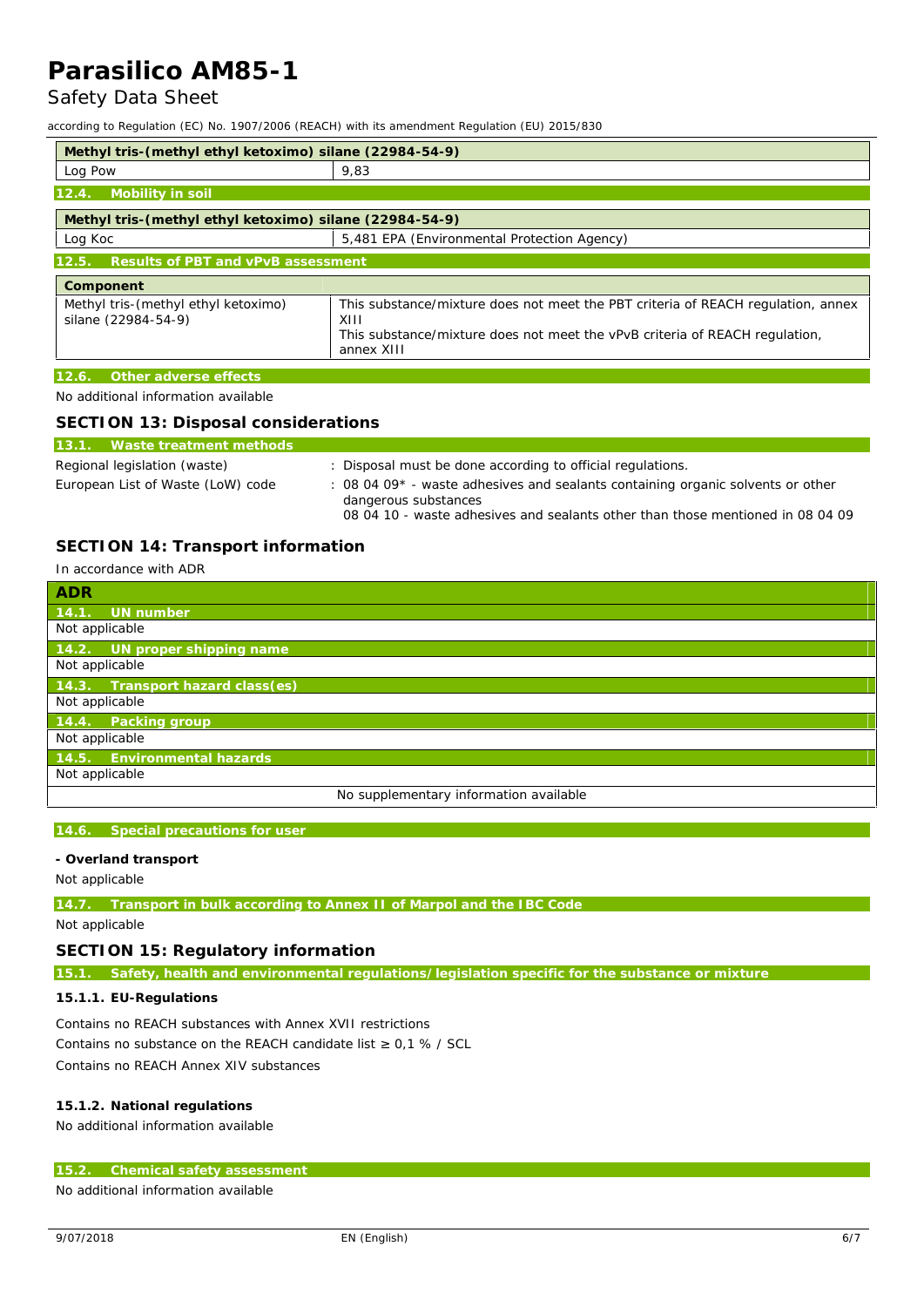| Methyl tris-(methyl ethyl ketoximo) silane (22984-54-9) | |
|---|---|
| Log Pow | 9,83 |

### 12.4. Mobility in soil

| Methyl tris-(methyl ethyl ketoximo) silane (22984-54-9) | |
|---|---|
| Log Koc | 5,481 EPA (Environmental Protection Agency) |

### 12.5. Results of PBT and vPvB assessment

| Component | |
|---|---|
| Methyl tris-(methyl ethyl ketoximo) silane (22984-54-9) | This substance/mixture does not meet the PBT criteria of REACH regulation, annex XIII<br>This substance/mixture does not meet the vPvB criteria of REACH regulation, annex XIII |

### 12.6. Other adverse effects

No additional information available

## SECTION 13: Disposal considerations

### 13.1. Waste treatment methods

Regional legislation (waste) : Disposal must be done according to official regulations.

European List of Waste (LoW) code : 08 04 09* - waste adhesives and sealants containing organic solvents or other dangerous substances
08 04 10 - waste adhesives and sealants other than those mentioned in 08 04 09

## SECTION 14: Transport information

In accordance with ADR

| ADR |
|---|
| **14.1. UN number** |
| Not applicable |
| **14.2. UN proper shipping name** |
| Not applicable |
| **14.3. Transport hazard class(es)** |
| Not applicable |
| **14.4. Packing group** |
| Not applicable |
| **14.5. Environmental hazards** |
| Not applicable |
| No supplementary information available |

### 14.6. Special precautions for user

**- Overland transport**

Not applicable

### 14.7. Transport in bulk according to Annex II of Marpol and the IBC Code

Not applicable

## SECTION 15: Regulatory information

### 15.1. Safety, health and environmental regulations/legislation specific for the substance or mixture

#### 15.1.1. EU-Regulations

Contains no REACH substances with Annex XVII restrictions

Contains no substance on the REACH candidate list ≥ 0,1 % / SCL

Contains no REACH Annex XIV substances

#### 15.1.2. National regulations

No additional information available

### 15.2. Chemical safety assessment

No additional information available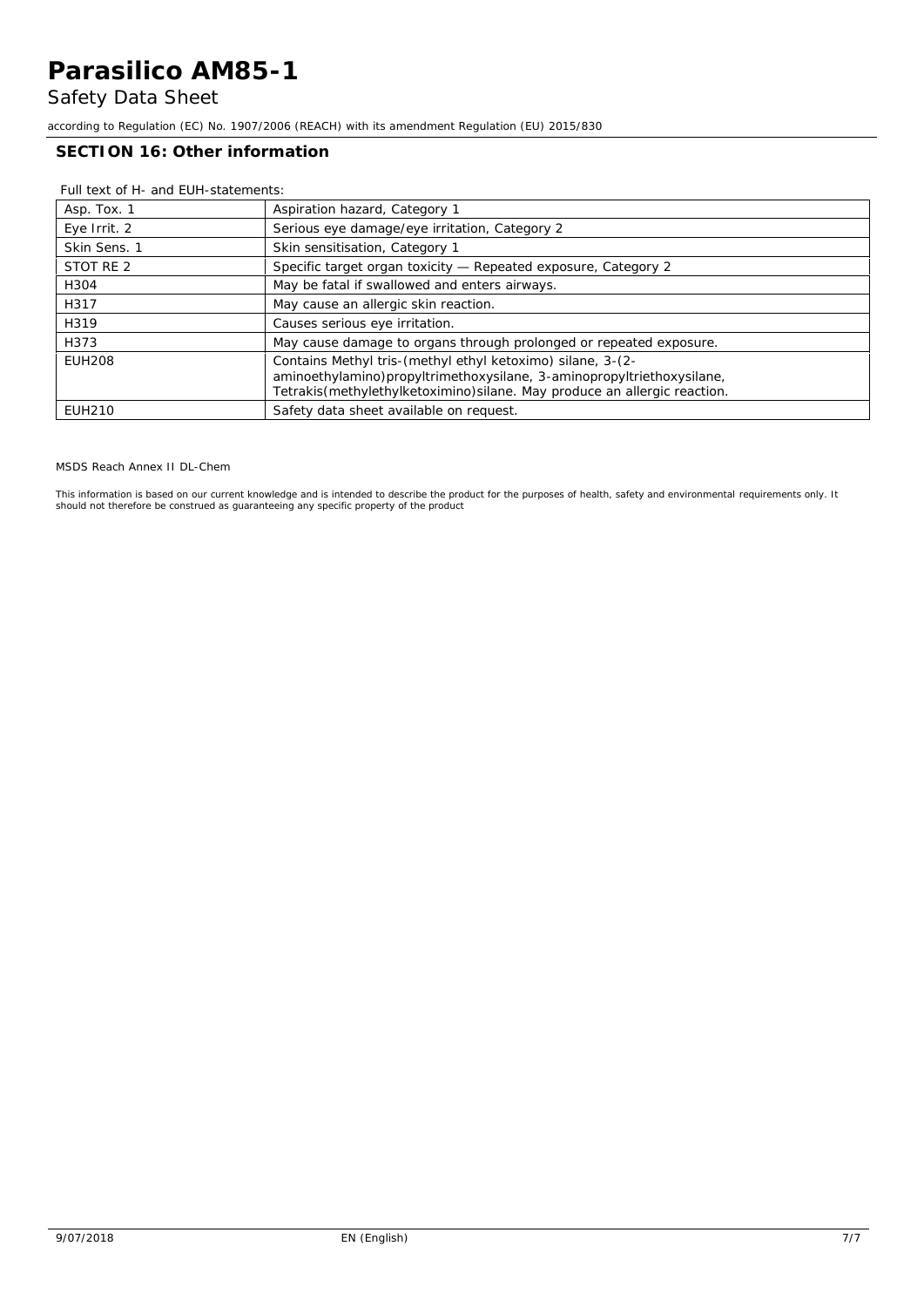## SECTION 16: Other information

Full text of H- and EUH-statements:

| | |
|---|---|
| Asp. Tox. 1 | Aspiration hazard, Category 1 |
| Eye Irrit. 2 | Serious eye damage/eye irritation, Category 2 |
| Skin Sens. 1 | Skin sensitisation, Category 1 |
| STOT RE 2 | Specific target organ toxicity — Repeated exposure, Category 2 |
| H304 | May be fatal if swallowed and enters airways. |
| H317 | May cause an allergic skin reaction. |
| H319 | Causes serious eye irritation. |
| H373 | May cause damage to organs through prolonged or repeated exposure. |
| EUH208 | Contains Methyl tris-(methyl ethyl ketoximo) silane, 3-(2-aminoethylamino)propyltrimethoxysilane, 3-aminopropyltriethoxysilane, Tetrakis(methylethylketoximino)silane. May produce an allergic reaction. |
| EUH210 | Safety data sheet available on request. |

MSDS Reach Annex II DL-Chem

This information is based on our current knowledge and is intended to describe the product for the purposes of health, safety and environmental requirements only. It should not therefore be construed as guaranteeing any specific property of the product